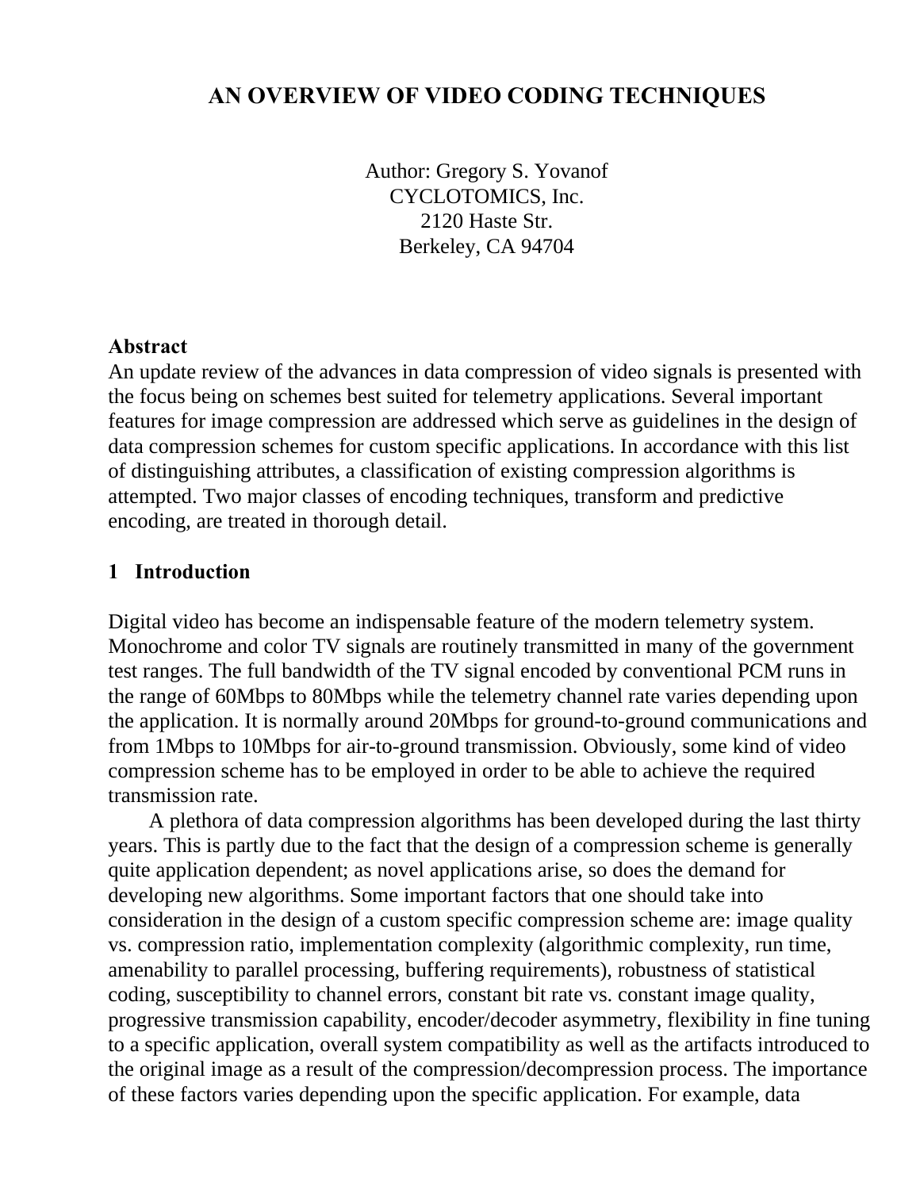# AN OVERVIEW OF VIDEO CODING TECHNIQUES

Author: Gregory S. Yovanof
CYCLOTOMICS, Inc.
2120 Haste Str.
Berkeley, CA 94704

**Abstract**

An update review of the advances in data compression of video signals is presented with the focus being on schemes best suited for telemetry applications. Several important features for image compression are addressed which serve as guidelines in the design of data compression schemes for custom specific applications. In accordance with this list of distinguishing attributes, a classification of existing compression algorithms is attempted. Two major classes of encoding techniques, transform and predictive encoding, are treated in thorough detail.

## 1 Introduction

Digital video has become an indispensable feature of the modern telemetry system. Monochrome and color TV signals are routinely transmitted in many of the government test ranges. The full bandwidth of the TV signal encoded by conventional PCM runs in the range of 60Mbps to 80Mbps while the telemetry channel rate varies depending upon the application. It is normally around 20Mbps for ground-to-ground communications and from 1Mbps to 10Mbps for air-to-ground transmission. Obviously, some kind of video compression scheme has to be employed in order to be able to achieve the required transmission rate.

A plethora of data compression algorithms has been developed during the last thirty years. This is partly due to the fact that the design of a compression scheme is generally quite application dependent; as novel applications arise, so does the demand for developing new algorithms. Some important factors that one should take into consideration in the design of a custom specific compression scheme are: image quality vs. compression ratio, implementation complexity (algorithmic complexity, run time, amenability to parallel processing, buffering requirements), robustness of statistical coding, susceptibility to channel errors, constant bit rate vs. constant image quality, progressive transmission capability, encoder/decoder asymmetry, flexibility in fine tuning to a specific application, overall system compatibility as well as the artifacts introduced to the original image as a result of the compression/decompression process. The importance of these factors varies depending upon the specific application. For example, data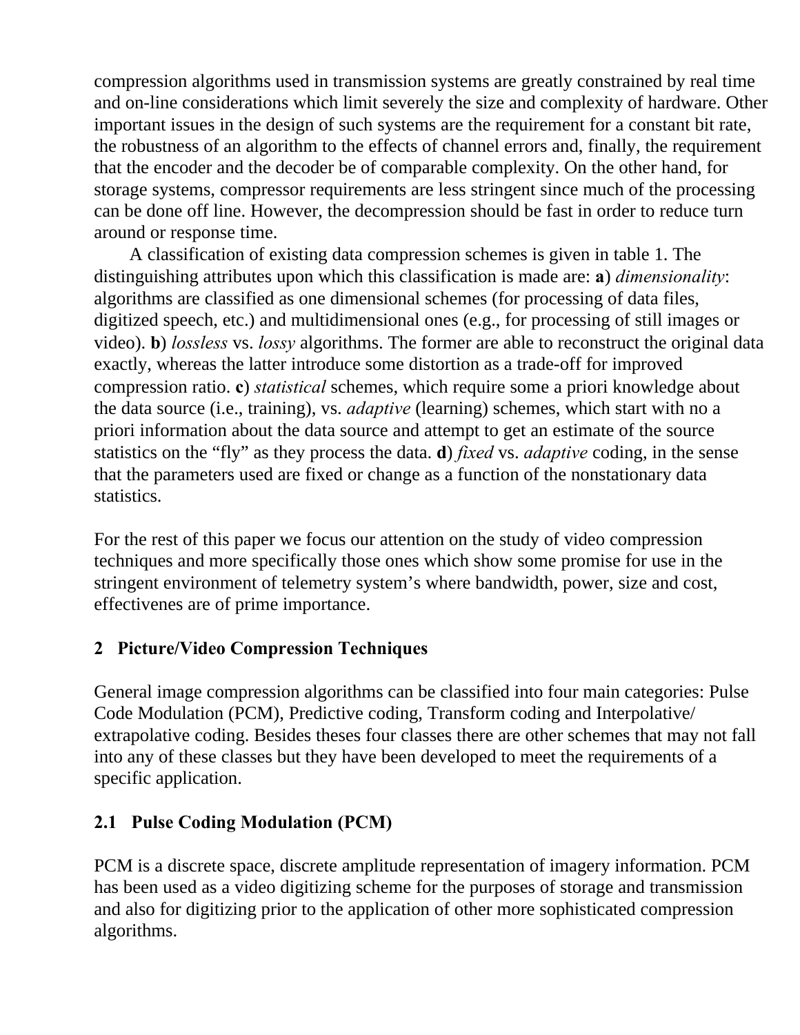compression algorithms used in transmission systems are greatly constrained by real time and on-line considerations which limit severely the size and complexity of hardware. Other important issues in the design of such systems are the requirement for a constant bit rate, the robustness of an algorithm to the effects of channel errors and, finally, the requirement that the encoder and the decoder be of comparable complexity. On the other hand, for storage systems, compressor requirements are less stringent since much of the processing can be done off line. However, the decompression should be fast in order to reduce turn around or response time.

A classification of existing data compression schemes is given in table 1. The distinguishing attributes upon which this classification is made are: **a**) *dimensionality*: algorithms are classified as one dimensional schemes (for processing of data files, digitized speech, etc.) and multidimensional ones (e.g., for processing of still images or video). **b**) *lossless* vs. *lossy* algorithms. The former are able to reconstruct the original data exactly, whereas the latter introduce some distortion as a trade-off for improved compression ratio. **c**) *statistical* schemes, which require some a priori knowledge about the data source (i.e., training), vs. *adaptive* (learning) schemes, which start with no a priori information about the data source and attempt to get an estimate of the source statistics on the "fly" as they process the data. **d**) *fixed* vs. *adaptive* coding, in the sense that the parameters used are fixed or change as a function of the nonstationary data statistics.

For the rest of this paper we focus our attention on the study of video compression techniques and more specifically those ones which show some promise for use in the stringent environment of telemetry system's where bandwidth, power, size and cost, effectivenes are of prime importance.

## 2 Picture/Video Compression Techniques

General image compression algorithms can be classified into four main categories: Pulse Code Modulation (PCM), Predictive coding, Transform coding and Interpolative/ extrapolative coding. Besides theses four classes there are other schemes that may not fall into any of these classes but they have been developed to meet the requirements of a specific application.

### 2.1 Pulse Coding Modulation (PCM)

PCM is a discrete space, discrete amplitude representation of imagery information. PCM has been used as a video digitizing scheme for the purposes of storage and transmission and also for digitizing prior to the application of other more sophisticated compression algorithms.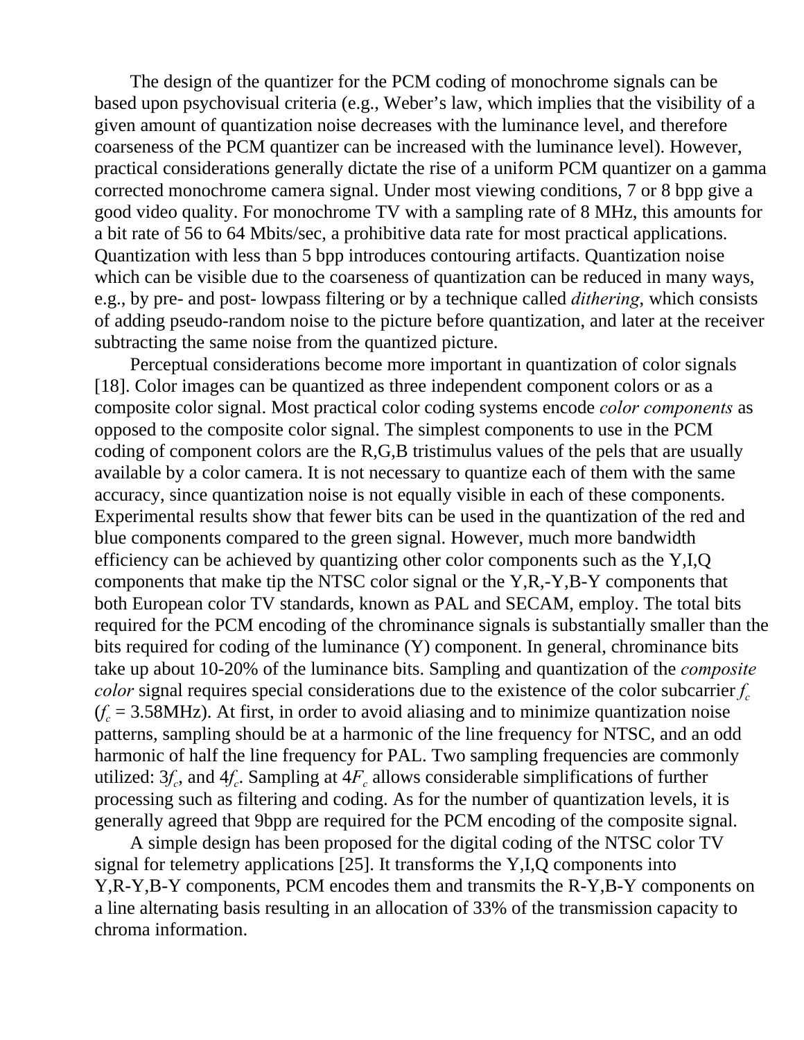The design of the quantizer for the PCM coding of monochrome signals can be based upon psychovisual criteria (e.g., Weber's law, which implies that the visibility of a given amount of quantization noise decreases with the luminance level, and therefore coarseness of the PCM quantizer can be increased with the luminance level). However, practical considerations generally dictate the rise of a uniform PCM quantizer on a gamma corrected monochrome camera signal. Under most viewing conditions, 7 or 8 bpp give a good video quality. For monochrome TV with a sampling rate of 8 MHz, this amounts for a bit rate of 56 to 64 Mbits/sec, a prohibitive data rate for most practical applications. Quantization with less than 5 bpp introduces contouring artifacts. Quantization noise which can be visible due to the coarseness of quantization can be reduced in many ways, e.g., by pre- and post- lowpass filtering or by a technique called *dithering*, which consists of adding pseudo-random noise to the picture before quantization, and later at the receiver subtracting the same noise from the quantized picture.

Perceptual considerations become more important in quantization of color signals [18]. Color images can be quantized as three independent component colors or as a composite color signal. Most practical color coding systems encode *color components* as opposed to the composite color signal. The simplest components to use in the PCM coding of component colors are the R,G,B tristimulus values of the pels that are usually available by a color camera. It is not necessary to quantize each of them with the same accuracy, since quantization noise is not equally visible in each of these components. Experimental results show that fewer bits can be used in the quantization of the red and blue components compared to the green signal. However, much more bandwidth efficiency can be achieved by quantizing other color components such as the Y,I,Q components that make tip the NTSC color signal or the Y,R,-Y,B-Y components that both European color TV standards, known as PAL and SECAM, employ. The total bits required for the PCM encoding of the chrominance signals is substantially smaller than the bits required for coding of the luminance (Y) component. In general, chrominance bits take up about 10-20% of the luminance bits. Sampling and quantization of the *composite color* signal requires special considerations due to the existence of the color subcarrier $f_c$ ($f_c$ = 3.58MHz). At first, in order to avoid aliasing and to minimize quantization noise patterns, sampling should be at a harmonic of the line frequency for NTSC, and an odd harmonic of half the line frequency for PAL. Two sampling frequencies are commonly utilized: $3f_c$, and $4f_c$. Sampling at $4F_c$ allows considerable simplifications of further processing such as filtering and coding. As for the number of quantization levels, it is generally agreed that 9bpp are required for the PCM encoding of the composite signal.

A simple design has been proposed for the digital coding of the NTSC color TV signal for telemetry applications [25]. It transforms the Y,I,Q components into Y,R-Y,B-Y components, PCM encodes them and transmits the R-Y,B-Y components on a line alternating basis resulting in an allocation of 33% of the transmission capacity to chroma information.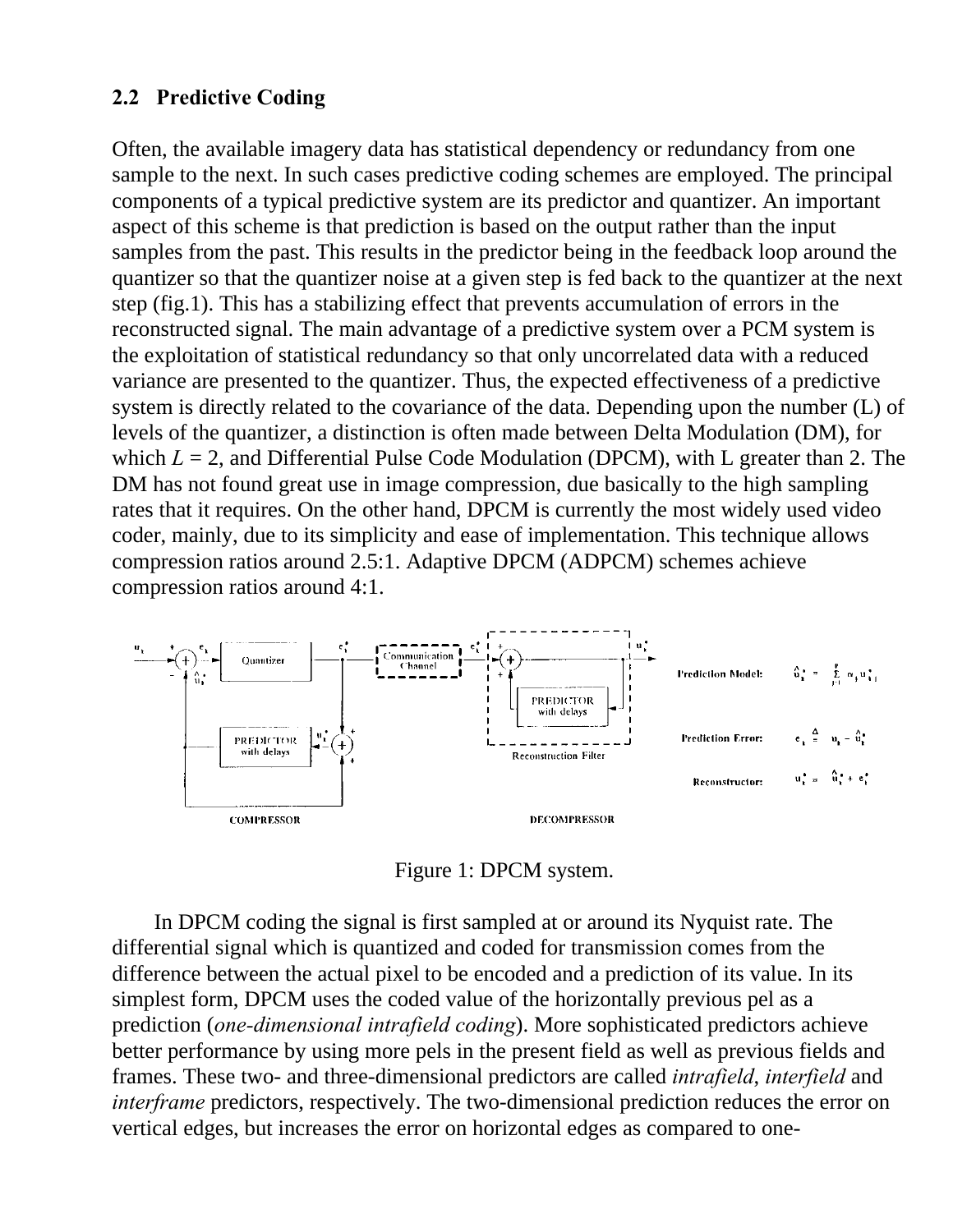## 2.2 Predictive Coding

Often, the available imagery data has statistical dependency or redundancy from one sample to the next. In such cases predictive coding schemes are employed. The principal components of a typical predictive system are its predictor and quantizer. An important aspect of this scheme is that prediction is based on the output rather than the input samples from the past. This results in the predictor being in the feedback loop around the quantizer so that the quantizer noise at a given step is fed back to the quantizer at the next step (fig.1). This has a stabilizing effect that prevents accumulation of errors in the reconstructed signal. The main advantage of a predictive system over a PCM system is the exploitation of statistical redundancy so that only uncorrelated data with a reduced variance are presented to the quantizer. Thus, the expected effectiveness of a predictive system is directly related to the covariance of the data. Depending upon the number (L) of levels of the quantizer, a distinction is often made between Delta Modulation (DM), for which $L = 2$, and Differential Pulse Code Modulation (DPCM), with L greater than 2. The DM has not found great use in image compression, due basically to the high sampling rates that it requires. On the other hand, DPCM is currently the most widely used video coder, mainly, due to its simplicity and ease of implementation. This technique allows compression ratios around 2.5:1. Adaptive DPCM (ADPCM) schemes achieve compression ratios around 4:1.

Prediction Model: $\hat{u}_k^* = \sum_{j=1}^{p} \alpha_j u_{k-j}^*$

Prediction Error: $e_k \triangleq u_k - \hat{u}_k^*$

Reconstructor: $u_k^* = \hat{u}_k^* + e_k^*$

Figure 1: DPCM system.

In DPCM coding the signal is first sampled at or around its Nyquist rate. The differential signal which is quantized and coded for transmission comes from the difference between the actual pixel to be encoded and a prediction of its value. In its simplest form, DPCM uses the coded value of the horizontally previous pel as a prediction (*one-dimensional intrafield coding*). More sophisticated predictors achieve better performance by using more pels in the present field as well as previous fields and frames. These two- and three-dimensional predictors are called *intrafield*, *interfield* and *interframe* predictors, respectively. The two-dimensional prediction reduces the error on vertical edges, but increases the error on horizontal edges as compared to one-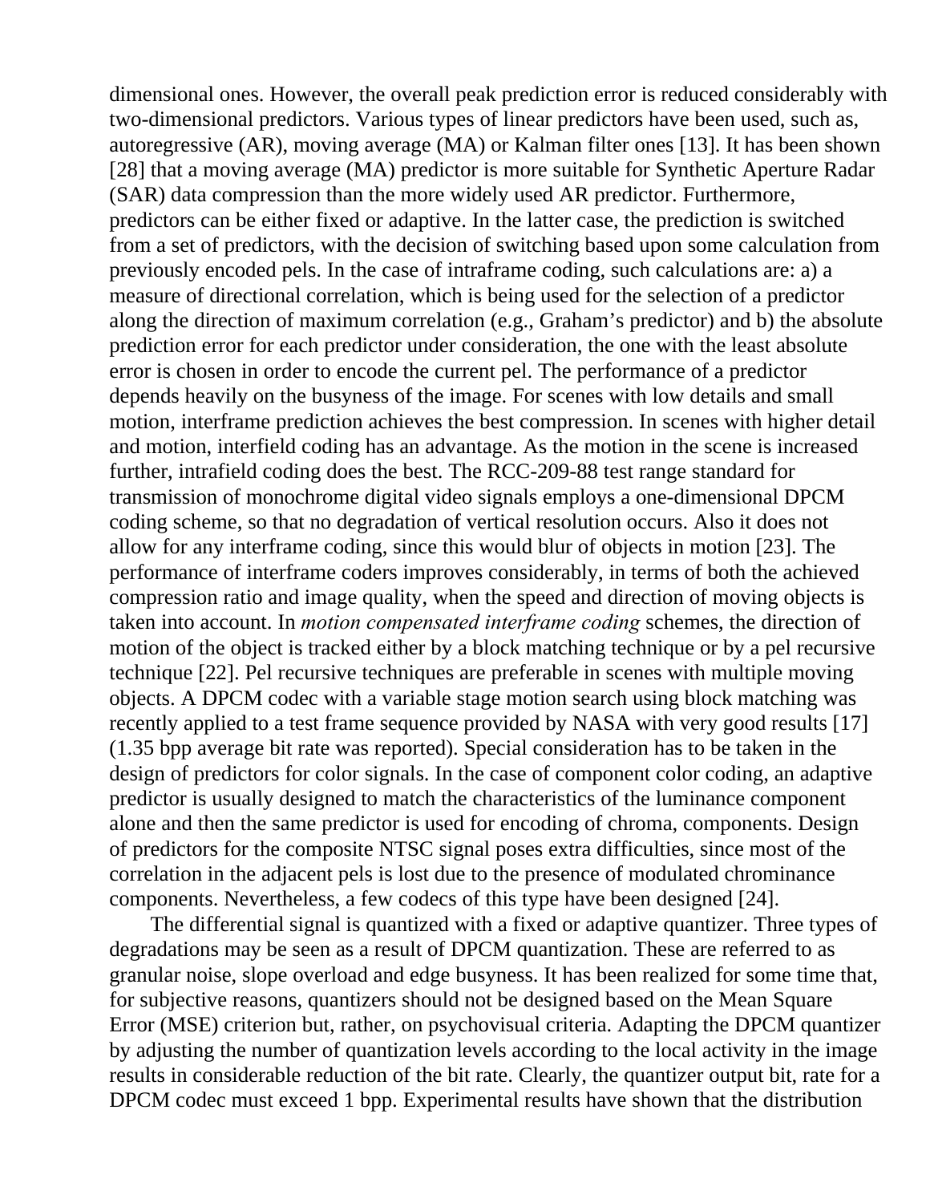dimensional ones. However, the overall peak prediction error is reduced considerably with two-dimensional predictors. Various types of linear predictors have been used, such as, autoregressive (AR), moving average (MA) or Kalman filter ones [13]. It has been shown [28] that a moving average (MA) predictor is more suitable for Synthetic Aperture Radar (SAR) data compression than the more widely used AR predictor. Furthermore, predictors can be either fixed or adaptive. In the latter case, the prediction is switched from a set of predictors, with the decision of switching based upon some calculation from previously encoded pels. In the case of intraframe coding, such calculations are: a) a measure of directional correlation, which is being used for the selection of a predictor along the direction of maximum correlation (e.g., Graham's predictor) and b) the absolute prediction error for each predictor under consideration, the one with the least absolute error is chosen in order to encode the current pel. The performance of a predictor depends heavily on the busyness of the image. For scenes with low details and small motion, interframe prediction achieves the best compression. In scenes with higher detail and motion, interfield coding has an advantage. As the motion in the scene is increased further, intrafield coding does the best. The RCC-209-88 test range standard for transmission of monochrome digital video signals employs a one-dimensional DPCM coding scheme, so that no degradation of vertical resolution occurs. Also it does not allow for any interframe coding, since this would blur of objects in motion [23]. The performance of interframe coders improves considerably, in terms of both the achieved compression ratio and image quality, when the speed and direction of moving objects is taken into account. In *motion compensated interframe coding* schemes, the direction of motion of the object is tracked either by a block matching technique or by a pel recursive technique [22]. Pel recursive techniques are preferable in scenes with multiple moving objects. A DPCM codec with a variable stage motion search using block matching was recently applied to a test frame sequence provided by NASA with very good results [17] (1.35 bpp average bit rate was reported). Special consideration has to be taken in the design of predictors for color signals. In the case of component color coding, an adaptive predictor is usually designed to match the characteristics of the luminance component alone and then the same predictor is used for encoding of chroma, components. Design of predictors for the composite NTSC signal poses extra difficulties, since most of the correlation in the adjacent pels is lost due to the presence of modulated chrominance components. Nevertheless, a few codecs of this type have been designed [24].

The differential signal is quantized with a fixed or adaptive quantizer. Three types of degradations may be seen as a result of DPCM quantization. These are referred to as granular noise, slope overload and edge busyness. It has been realized for some time that, for subjective reasons, quantizers should not be designed based on the Mean Square Error (MSE) criterion but, rather, on psychovisual criteria. Adapting the DPCM quantizer by adjusting the number of quantization levels according to the local activity in the image results in considerable reduction of the bit rate. Clearly, the quantizer output bit, rate for a DPCM codec must exceed 1 bpp. Experimental results have shown that the distribution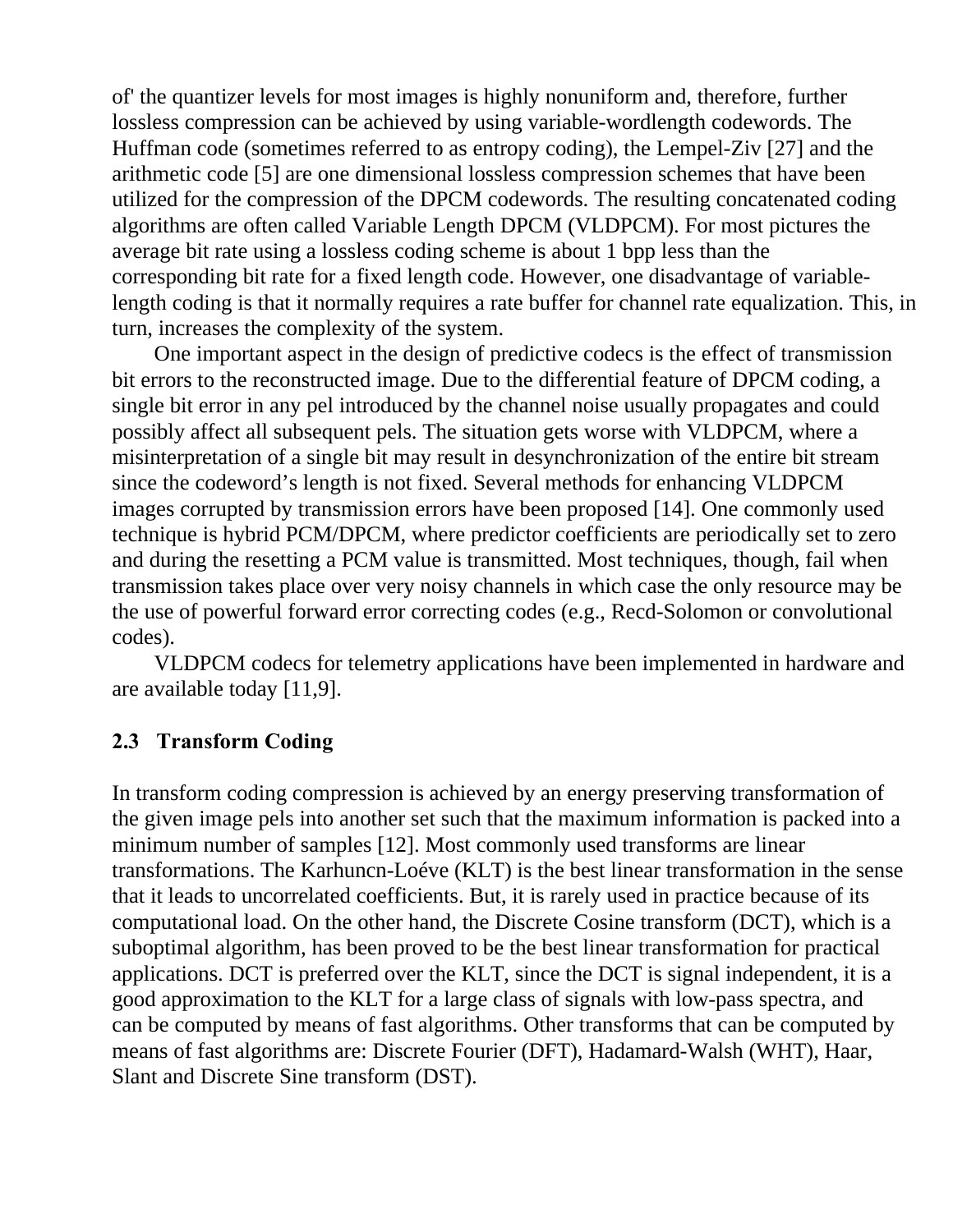of' the quantizer levels for most images is highly nonuniform and, therefore, further lossless compression can be achieved by using variable-wordlength codewords. The Huffman code (sometimes referred to as entropy coding), the Lempel-Ziv [27] and the arithmetic code [5] are one dimensional lossless compression schemes that have been utilized for the compression of the DPCM codewords. The resulting concatenated coding algorithms are often called Variable Length DPCM (VLDPCM). For most pictures the average bit rate using a lossless coding scheme is about 1 bpp less than the corresponding bit rate for a fixed length code. However, one disadvantage of variable-length coding is that it normally requires a rate buffer for channel rate equalization. This, in turn, increases the complexity of the system.

One important aspect in the design of predictive codecs is the effect of transmission bit errors to the reconstructed image. Due to the differential feature of DPCM coding, a single bit error in any pel introduced by the channel noise usually propagates and could possibly affect all subsequent pels. The situation gets worse with VLDPCM, where a misinterpretation of a single bit may result in desynchronization of the entire bit stream since the codeword's length is not fixed. Several methods for enhancing VLDPCM images corrupted by transmission errors have been proposed [14]. One commonly used technique is hybrid PCM/DPCM, where predictor coefficients are periodically set to zero and during the resetting a PCM value is transmitted. Most techniques, though, fail when transmission takes place over very noisy channels in which case the only resource may be the use of powerful forward error correcting codes (e.g., Recd-Solomon or convolutional codes).

VLDPCM codecs for telemetry applications have been implemented in hardware and are available today [11,9].

## 2.3 Transform Coding

In transform coding compression is achieved by an energy preserving transformation of the given image pels into another set such that the maximum information is packed into a minimum number of samples [12]. Most commonly used transforms are linear transformations. The Karhuncn-Loéve (KLT) is the best linear transformation in the sense that it leads to uncorrelated coefficients. But, it is rarely used in practice because of its computational load. On the other hand, the Discrete Cosine transform (DCT), which is a suboptimal algorithm, has been proved to be the best linear transformation for practical applications. DCT is preferred over the KLT, since the DCT is signal independent, it is a good approximation to the KLT for a large class of signals with low-pass spectra, and can be computed by means of fast algorithms. Other transforms that can be computed by means of fast algorithms are: Discrete Fourier (DFT), Hadamard-Walsh (WHT), Haar, Slant and Discrete Sine transform (DST).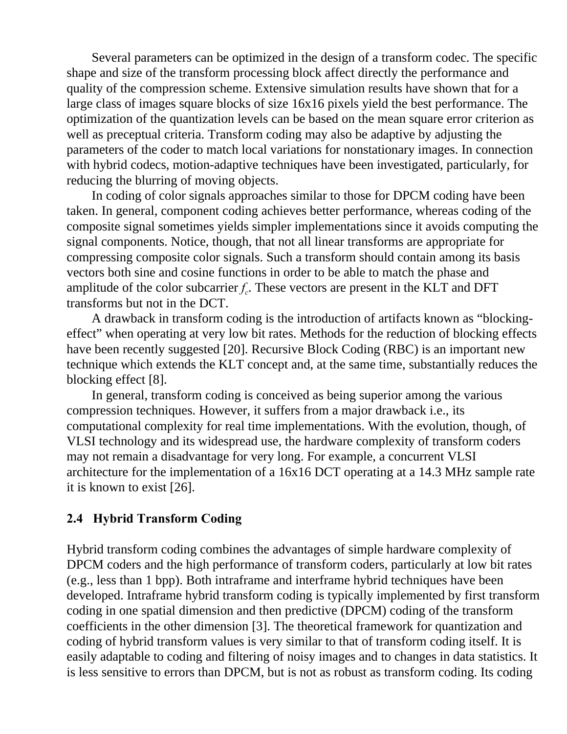Several parameters can be optimized in the design of a transform codec. The specific shape and size of the transform processing block affect directly the performance and quality of the compression scheme. Extensive simulation results have shown that for a large class of images square blocks of size 16x16 pixels yield the best performance. The optimization of the quantization levels can be based on the mean square error criterion as well as preceptual criteria. Transform coding may also be adaptive by adjusting the parameters of the coder to match local variations for nonstationary images. In connection with hybrid codecs, motion-adaptive techniques have been investigated, particularly, for reducing the blurring of moving objects.

In coding of color signals approaches similar to those for DPCM coding have been taken. In general, component coding achieves better performance, whereas coding of the composite signal sometimes yields simpler implementations since it avoids computing the signal components. Notice, though, that not all linear transforms are appropriate for compressing composite color signals. Such a transform should contain among its basis vectors both sine and cosine functions in order to be able to match the phase and amplitude of the color subcarrier $f_c$. These vectors are present in the KLT and DFT transforms but not in the DCT.

A drawback in transform coding is the introduction of artifacts known as "blocking-effect" when operating at very low bit rates. Methods for the reduction of blocking effects have been recently suggested [20]. Recursive Block Coding (RBC) is an important new technique which extends the KLT concept and, at the same time, substantially reduces the blocking effect [8].

In general, transform coding is conceived as being superior among the various compression techniques. However, it suffers from a major drawback i.e., its computational complexity for real time implementations. With the evolution, though, of VLSI technology and its widespread use, the hardware complexity of transform coders may not remain a disadvantage for very long. For example, a concurrent VLSI architecture for the implementation of a 16x16 DCT operating at a 14.3 MHz sample rate it is known to exist [26].

### 2.4 Hybrid Transform Coding

Hybrid transform coding combines the advantages of simple hardware complexity of DPCM coders and the high performance of transform coders, particularly at low bit rates (e.g., less than 1 bpp). Both intraframe and interframe hybrid techniques have been developed. Intraframe hybrid transform coding is typically implemented by first transform coding in one spatial dimension and then predictive (DPCM) coding of the transform coefficients in the other dimension [3]. The theoretical framework for quantization and coding of hybrid transform values is very similar to that of transform coding itself. It is easily adaptable to coding and filtering of noisy images and to changes in data statistics. It is less sensitive to errors than DPCM, but is not as robust as transform coding. Its coding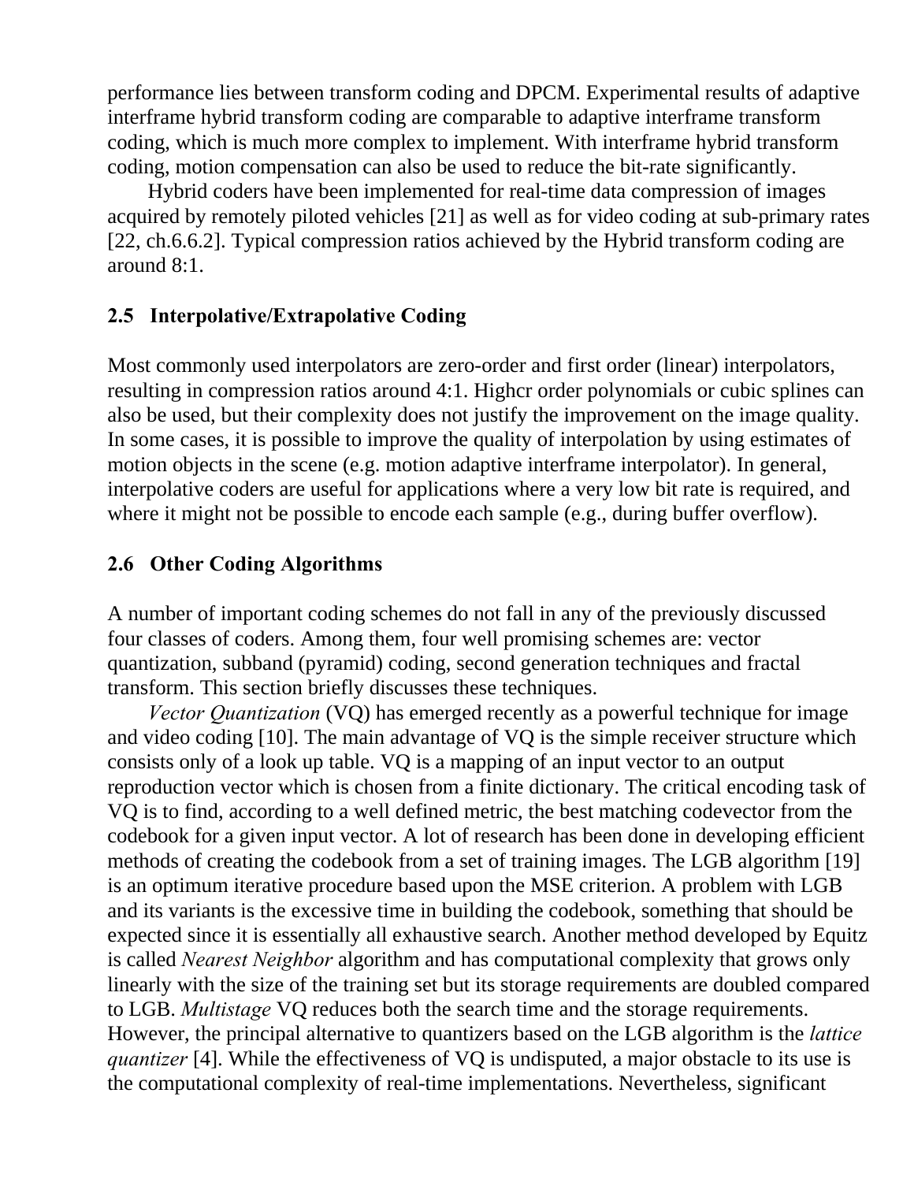performance lies between transform coding and DPCM. Experimental results of adaptive interframe hybrid transform coding are comparable to adaptive interframe transform coding, which is much more complex to implement. With interframe hybrid transform coding, motion compensation can also be used to reduce the bit-rate significantly.

Hybrid coders have been implemented for real-time data compression of images acquired by remotely piloted vehicles [21] as well as for video coding at sub-primary rates [22, ch.6.6.2]. Typical compression ratios achieved by the Hybrid transform coding are around 8:1.

## 2.5 Interpolative/Extrapolative Coding

Most commonly used interpolators are zero-order and first order (linear) interpolators, resulting in compression ratios around 4:1. Highcr order polynomials or cubic splines can also be used, but their complexity does not justify the improvement on the image quality. In some cases, it is possible to improve the quality of interpolation by using estimates of motion objects in the scene (e.g. motion adaptive interframe interpolator). In general, interpolative coders are useful for applications where a very low bit rate is required, and where it might not be possible to encode each sample (e.g., during buffer overflow).

## 2.6 Other Coding Algorithms

A number of important coding schemes do not fall in any of the previously discussed four classes of coders. Among them, four well promising schemes are: vector quantization, subband (pyramid) coding, second generation techniques and fractal transform. This section briefly discusses these techniques.

*Vector Quantization* (VQ) has emerged recently as a powerful technique for image and video coding [10]. The main advantage of VQ is the simple receiver structure which consists only of a look up table. VQ is a mapping of an input vector to an output reproduction vector which is chosen from a finite dictionary. The critical encoding task of VQ is to find, according to a well defined metric, the best matching codevector from the codebook for a given input vector. A lot of research has been done in developing efficient methods of creating the codebook from a set of training images. The LGB algorithm [19] is an optimum iterative procedure based upon the MSE criterion. A problem with LGB and its variants is the excessive time in building the codebook, something that should be expected since it is essentially all exhaustive search. Another method developed by Equitz is called *Nearest Neighbor* algorithm and has computational complexity that grows only linearly with the size of the training set but its storage requirements are doubled compared to LGB. *Multistage* VQ reduces both the search time and the storage requirements. However, the principal alternative to quantizers based on the LGB algorithm is the *lattice quantizer* [4]. While the effectiveness of VQ is undisputed, a major obstacle to its use is the computational complexity of real-time implementations. Nevertheless, significant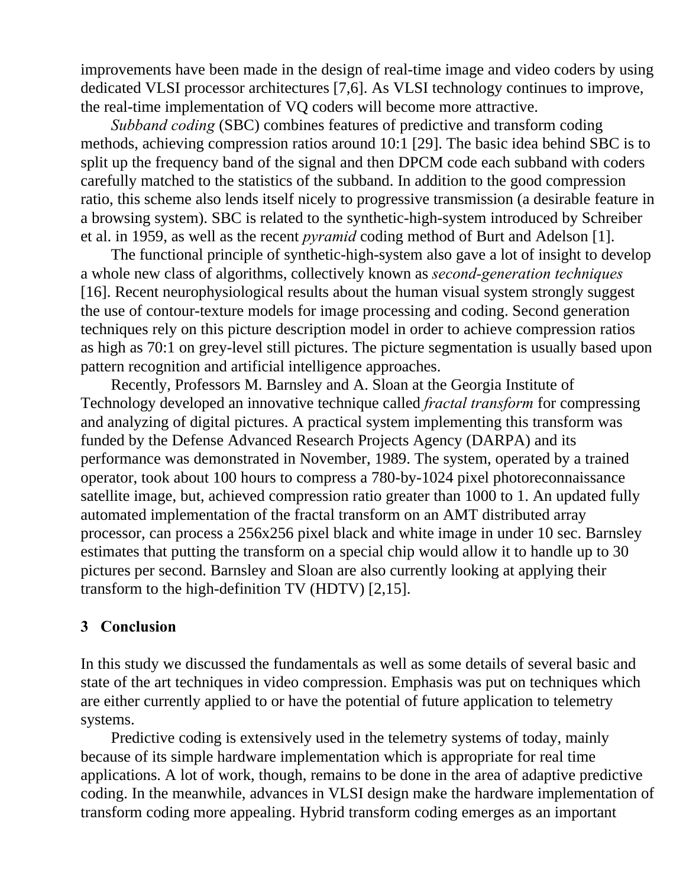improvements have been made in the design of real-time image and video coders by using dedicated VLSI processor architectures [7,6]. As VLSI technology continues to improve, the real-time implementation of VQ coders will become more attractive.

*Subband coding* (SBC) combines features of predictive and transform coding methods, achieving compression ratios around 10:1 [29]. The basic idea behind SBC is to split up the frequency band of the signal and then DPCM code each subband with coders carefully matched to the statistics of the subband. In addition to the good compression ratio, this scheme also lends itself nicely to progressive transmission (a desirable feature in a browsing system). SBC is related to the synthetic-high-system introduced by Schreiber et al. in 1959, as well as the recent *pyramid* coding method of Burt and Adelson [1].

The functional principle of synthetic-high-system also gave a lot of insight to develop a whole new class of algorithms, collectively known as *second-generation techniques* [16]. Recent neurophysiological results about the human visual system strongly suggest the use of contour-texture models for image processing and coding. Second generation techniques rely on this picture description model in order to achieve compression ratios as high as 70:1 on grey-level still pictures. The picture segmentation is usually based upon pattern recognition and artificial intelligence approaches.

Recently, Professors M. Barnsley and A. Sloan at the Georgia Institute of Technology developed an innovative technique called *fractal transform* for compressing and analyzing of digital pictures. A practical system implementing this transform was funded by the Defense Advanced Research Projects Agency (DARPA) and its performance was demonstrated in November, 1989. The system, operated by a trained operator, took about 100 hours to compress a 780-by-1024 pixel photoreconnaissance satellite image, but, achieved compression ratio greater than 1000 to 1. An updated fully automated implementation of the fractal transform on an AMT distributed array processor, can process a 256x256 pixel black and white image in under 10 sec. Barnsley estimates that putting the transform on a special chip would allow it to handle up to 30 pictures per second. Barnsley and Sloan are also currently looking at applying their transform to the high-definition TV (HDTV) [2,15].

## 3 Conclusion

In this study we discussed the fundamentals as well as some details of several basic and state of the art techniques in video compression. Emphasis was put on techniques which are either currently applied to or have the potential of future application to telemetry systems.

Predictive coding is extensively used in the telemetry systems of today, mainly because of its simple hardware implementation which is appropriate for real time applications. A lot of work, though, remains to be done in the area of adaptive predictive coding. In the meanwhile, advances in VLSI design make the hardware implementation of transform coding more appealing. Hybrid transform coding emerges as an important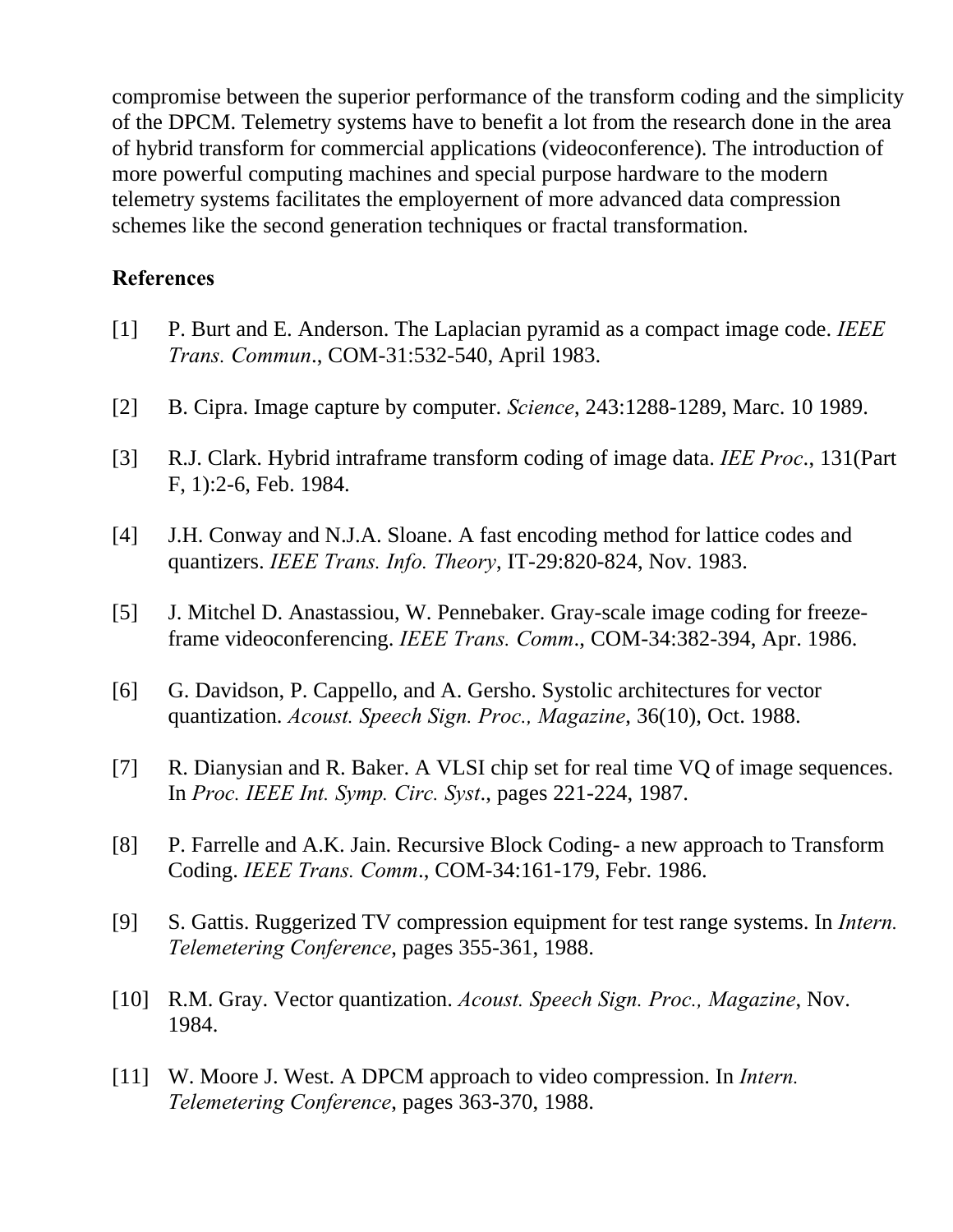compromise between the superior performance of the transform coding and the simplicity of the DPCM. Telemetry systems have to benefit a lot from the research done in the area of hybrid transform for commercial applications (videoconference). The introduction of more powerful computing machines and special purpose hardware to the modern telemetry systems facilitates the employernent of more advanced data compression schemes like the second generation techniques or fractal transformation.

## References

[1] P. Burt and E. Anderson. The Laplacian pyramid as a compact image code. *IEEE Trans. Commun*., COM-31:532-540, April 1983.

[2] B. Cipra. Image capture by computer. *Science*, 243:1288-1289, Marc. 10 1989.

[3] R.J. Clark. Hybrid intraframe transform coding of image data. *IEE Proc*., 131(Part F, 1):2-6, Feb. 1984.

[4] J.H. Conway and N.J.A. Sloane. A fast encoding method for lattice codes and quantizers. *IEEE Trans. Info. Theory*, IT-29:820-824, Nov. 1983.

[5] J. Mitchel D. Anastassiou, W. Pennebaker. Gray-scale image coding for freeze-frame videoconferencing. *IEEE Trans. Comm*., COM-34:382-394, Apr. 1986.

[6] G. Davidson, P. Cappello, and A. Gersho. Systolic architectures for vector quantization. *Acoust. Speech Sign. Proc., Magazine*, 36(10), Oct. 1988.

[7] R. Dianysian and R. Baker. A VLSI chip set for real time VQ of image sequences. In *Proc. IEEE Int. Symp. Circ. Syst*., pages 221-224, 1987.

[8] P. Farrelle and A.K. Jain. Recursive Block Coding- a new approach to Transform Coding. *IEEE Trans. Comm*., COM-34:161-179, Febr. 1986.

[9] S. Gattis. Ruggerized TV compression equipment for test range systems. In *Intern. Telemetering Conference*, pages 355-361, 1988.

[10] R.M. Gray. Vector quantization. *Acoust. Speech Sign. Proc., Magazine*, Nov. 1984.

[11] W. Moore J. West. A DPCM approach to video compression. In *Intern. Telemetering Conference*, pages 363-370, 1988.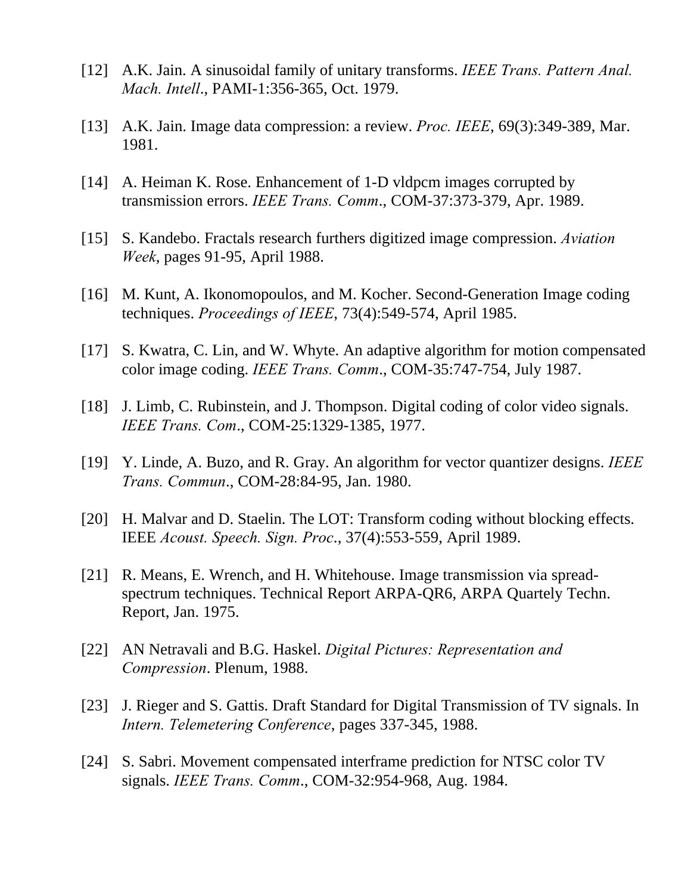[12] A.K. Jain. A sinusoidal family of unitary transforms. *IEEE Trans. Pattern Anal. Mach. Intell*., PAMI-1:356-365, Oct. 1979.

[13] A.K. Jain. Image data compression: a review. *Proc. IEEE*, 69(3):349-389, Mar. 1981.

[14] A. Heiman K. Rose. Enhancement of 1-D vldpcm images corrupted by transmission errors. *IEEE Trans. Comm*., COM-37:373-379, Apr. 1989.

[15] S. Kandebo. Fractals research furthers digitized image compression. *Aviation Week*, pages 91-95, April 1988.

[16] M. Kunt, A. Ikonomopoulos, and M. Kocher. Second-Generation Image coding techniques. *Proceedings of IEEE*, 73(4):549-574, April 1985.

[17] S. Kwatra, C. Lin, and W. Whyte. An adaptive algorithm for motion compensated color image coding. *IEEE Trans. Comm*., COM-35:747-754, July 1987.

[18] J. Limb, C. Rubinstein, and J. Thompson. Digital coding of color video signals. *IEEE Trans. Com*., COM-25:1329-1385, 1977.

[19] Y. Linde, A. Buzo, and R. Gray. An algorithm for vector quantizer designs. *IEEE Trans. Commun*., COM-28:84-95, Jan. 1980.

[20] H. Malvar and D. Staelin. The LOT: Transform coding without blocking effects. IEEE *Acoust. Speech. Sign. Proc*., 37(4):553-559, April 1989.

[21] R. Means, E. Wrench, and H. Whitehouse. Image transmission via spread-spectrum techniques. Technical Report ARPA-QR6, ARPA Quartely Techn. Report, Jan. 1975.

[22] AN Netravali and B.G. Haskel. *Digital Pictures: Representation and Compression*. Plenum, 1988.

[23] J. Rieger and S. Gattis. Draft Standard for Digital Transmission of TV signals. In *Intern. Telemetering Conference*, pages 337-345, 1988.

[24] S. Sabri. Movement compensated interframe prediction for NTSC color TV signals. *IEEE Trans. Comm*., COM-32:954-968, Aug. 1984.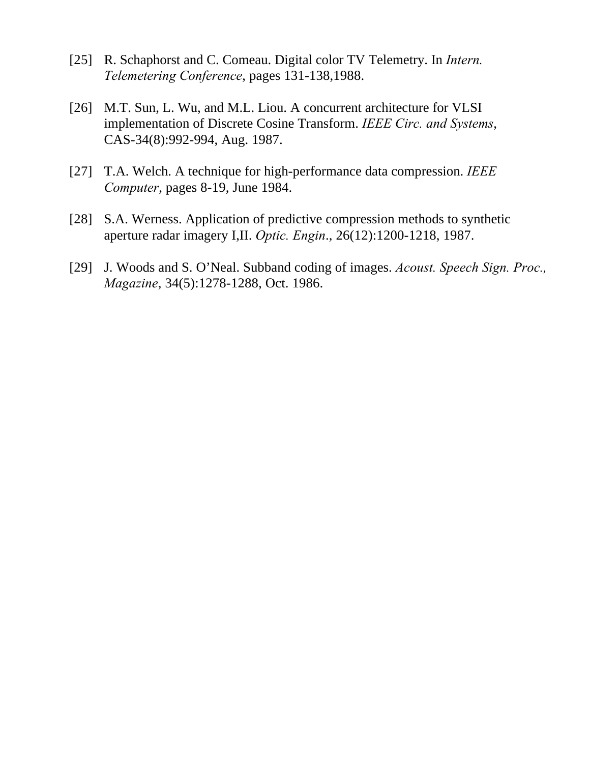[25] R. Schaphorst and C. Comeau. Digital color TV Telemetry. In *Intern. Telemetering Conference*, pages 131-138,1988.

[26] M.T. Sun, L. Wu, and M.L. Liou. A concurrent architecture for VLSI implementation of Discrete Cosine Transform. *IEEE Circ. and Systems*, CAS-34(8):992-994, Aug. 1987.

[27] T.A. Welch. A technique for high-performance data compression. *IEEE Computer*, pages 8-19, June 1984.

[28] S.A. Werness. Application of predictive compression methods to synthetic aperture radar imagery I,II. *Optic. Engin*., 26(12):1200-1218, 1987.

[29] J. Woods and S. O'Neal. Subband coding of images. *Acoust. Speech Sign. Proc., Magazine*, 34(5):1278-1288, Oct. 1986.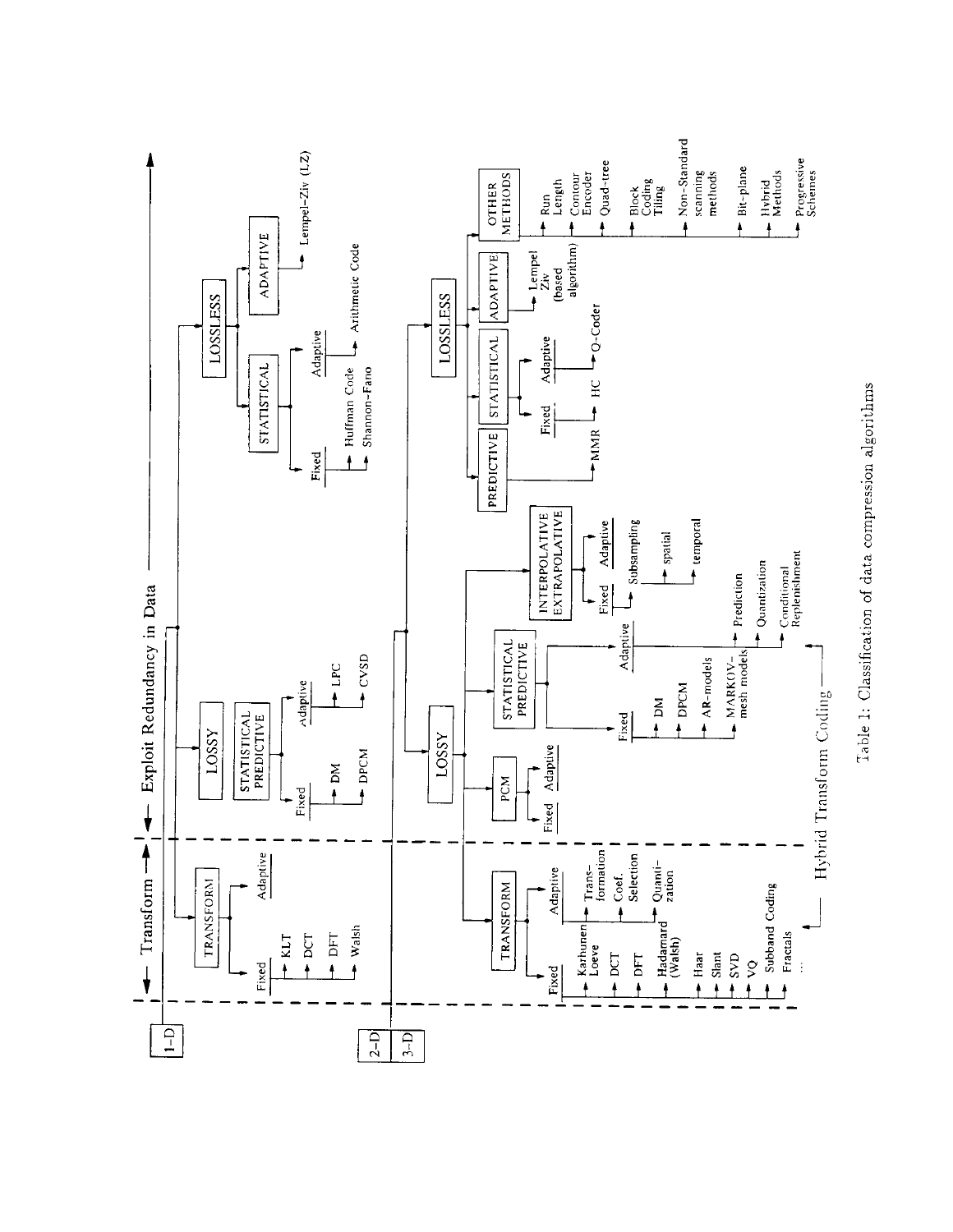Transform

Exploit Redundancy in Data

1-D

TRANSFORM

Fixed

KLT

DCT

DFT

Walsh

Adaptive

LOSSY

STATISTICAL PREDICTIVE

Fixed

DM

DPCM

Adaptive

LPC

CVSD

LOSSLESS

STATISTICAL

Fixed

Huffman Code

Shannon-Fano

Adaptive

Arithmetic Code

ADAPTIVE

Lempel-Ziv (LZ)

2-D

3-D

TRANSFORM

Fixed

Karhunen Loeve

DCT

DFT

Hadamard (Walsh)

Haar

Slant

SVD

VQ

Subband Coding

Fractals

...

Adaptive

Trans-formation

Coef. Selection

Quanti-zation

LOSSY

PCM

Fixed

Adaptive

STATISTICAL PREDICTIVE

Fixed

DM

DPCM

AR-models

MARKOV-mesh models

Adaptive

Prediction

Quantization

Conditional Replenishment

INTERPOLATIVE EXTRAPOLATIVE

Fixed

Subsampling

Adaptive

spatial

temporal

LOSSLESS

PREDICTIVE

MMR

STATISTICAL

Fixed

HC

Adaptive

Q-Coder

ADAPTIVE

Lempel Ziv (based algorithm)

OTHER METHODS

Run Length

Contour Encoder

Quad-tree

Block Coding Tiling

Non-Standard scanning methods

Bit-plane

Hybrid Methods

Progressive Schemes

Hybrid Transform Coding

Table 1: Classification of data compression algorithms